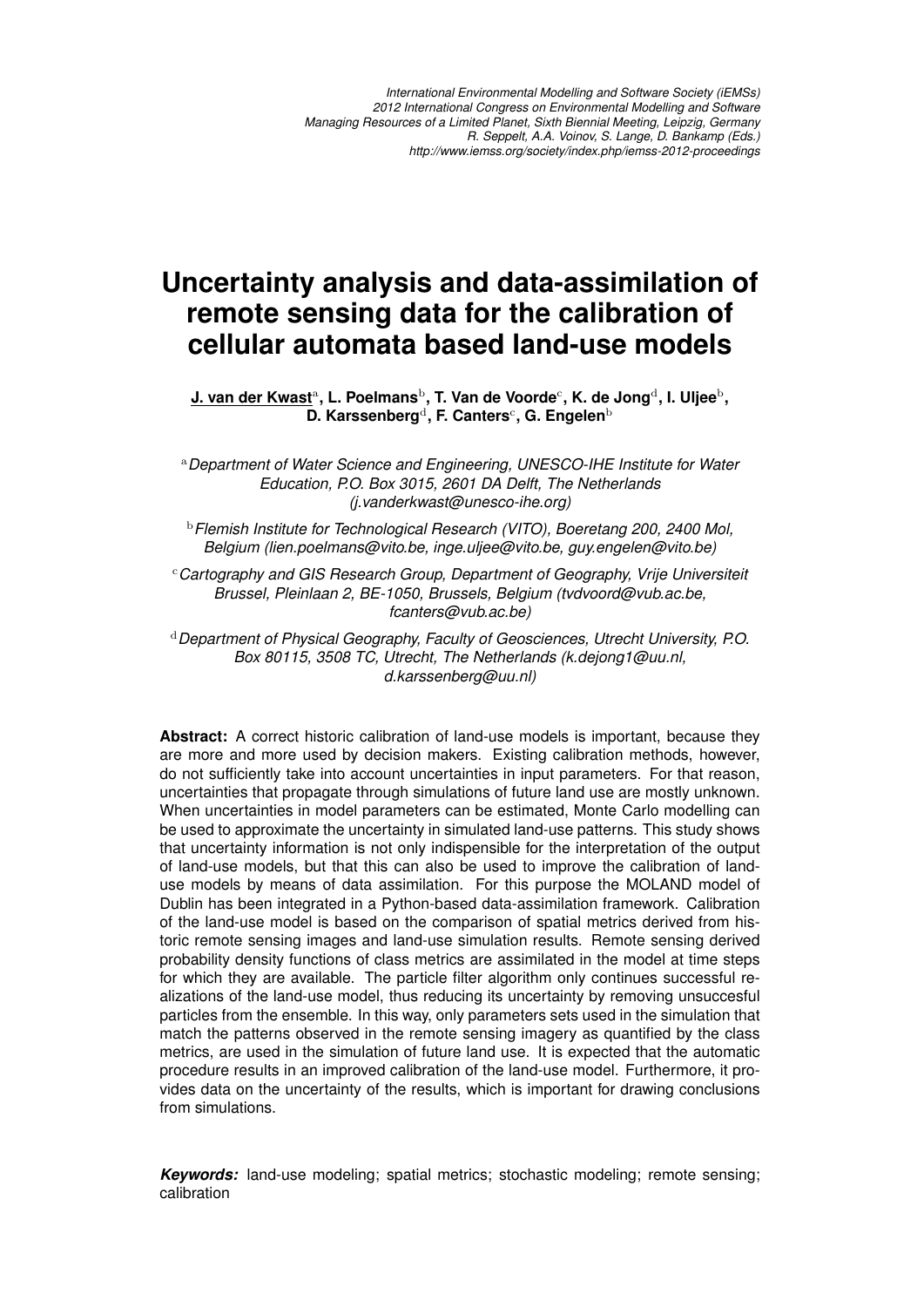International Environmental Modelling and Software Society (iEMSs)
2012 International Congress on Environmental Modelling and Software
Managing Resources of a Limited Planet, Sixth Biennial Meeting, Leipzig, Germany
R. Seppelt, A.A. Voinov, S. Lange, D. Bankamp (Eds.)
http://www.iemss.org/society/index.php/iemss-2012-proceedings

# Uncertainty analysis and data-assimilation of remote sensing data for the calibration of cellular automata based land-use models

**J. van der Kwast**[a], **L. Poelmans**[b], **T. Van de Voorde**[c], **K. de Jong**[d], **I. Uljee**[b], **D. Karssenberg**[d], **F. Canters**[c], **G. Engelen**[b]

[a] *Department of Water Science and Engineering, UNESCO-IHE Institute for Water Education, P.O. Box 3015, 2601 DA Delft, The Netherlands (j.vanderkwast@unesco-ihe.org)*

[b] *Flemish Institute for Technological Research (VITO), Boeretang 200, 2400 Mol, Belgium (lien.poelmans@vito.be, inge.uljee@vito.be, guy.engelen@vito.be)*

[c] *Cartography and GIS Research Group, Department of Geography, Vrije Universiteit Brussel, Pleinlaan 2, BE-1050, Brussels, Belgium (tvdvoord@vub.ac.be, fcanters@vub.ac.be)*

[d] *Department of Physical Geography, Faculty of Geosciences, Utrecht University, P.O. Box 80115, 3508 TC, Utrecht, The Netherlands (k.dejong1@uu.nl, d.karssenberg@uu.nl)*

**Abstract:** A correct historic calibration of land-use models is important, because they are more and more used by decision makers. Existing calibration methods, however, do not sufficiently take into account uncertainties in input parameters. For that reason, uncertainties that propagate through simulations of future land use are mostly unknown. When uncertainties in model parameters can be estimated, Monte Carlo modelling can be used to approximate the uncertainty in simulated land-use patterns. This study shows that uncertainty information is not only indispensible for the interpretation of the output of land-use models, but that this can also be used to improve the calibration of land-use models by means of data assimilation. For this purpose the MOLAND model of Dublin has been integrated in a Python-based data-assimilation framework. Calibration of the land-use model is based on the comparison of spatial metrics derived from historic remote sensing images and land-use simulation results. Remote sensing derived probability density functions of class metrics are assimilated in the model at time steps for which they are available. The particle filter algorithm only continues successful realizations of the land-use model, thus reducing its uncertainty by removing unsuccesful particles from the ensemble. In this way, only parameters sets used in the simulation that match the patterns observed in the remote sensing imagery as quantified by the class metrics, are used in the simulation of future land use. It is expected that the automatic procedure results in an improved calibration of the land-use model. Furthermore, it provides data on the uncertainty of the results, which is important for drawing conclusions from simulations.

***Keywords:*** land-use modeling; spatial metrics; stochastic modeling; remote sensing; calibration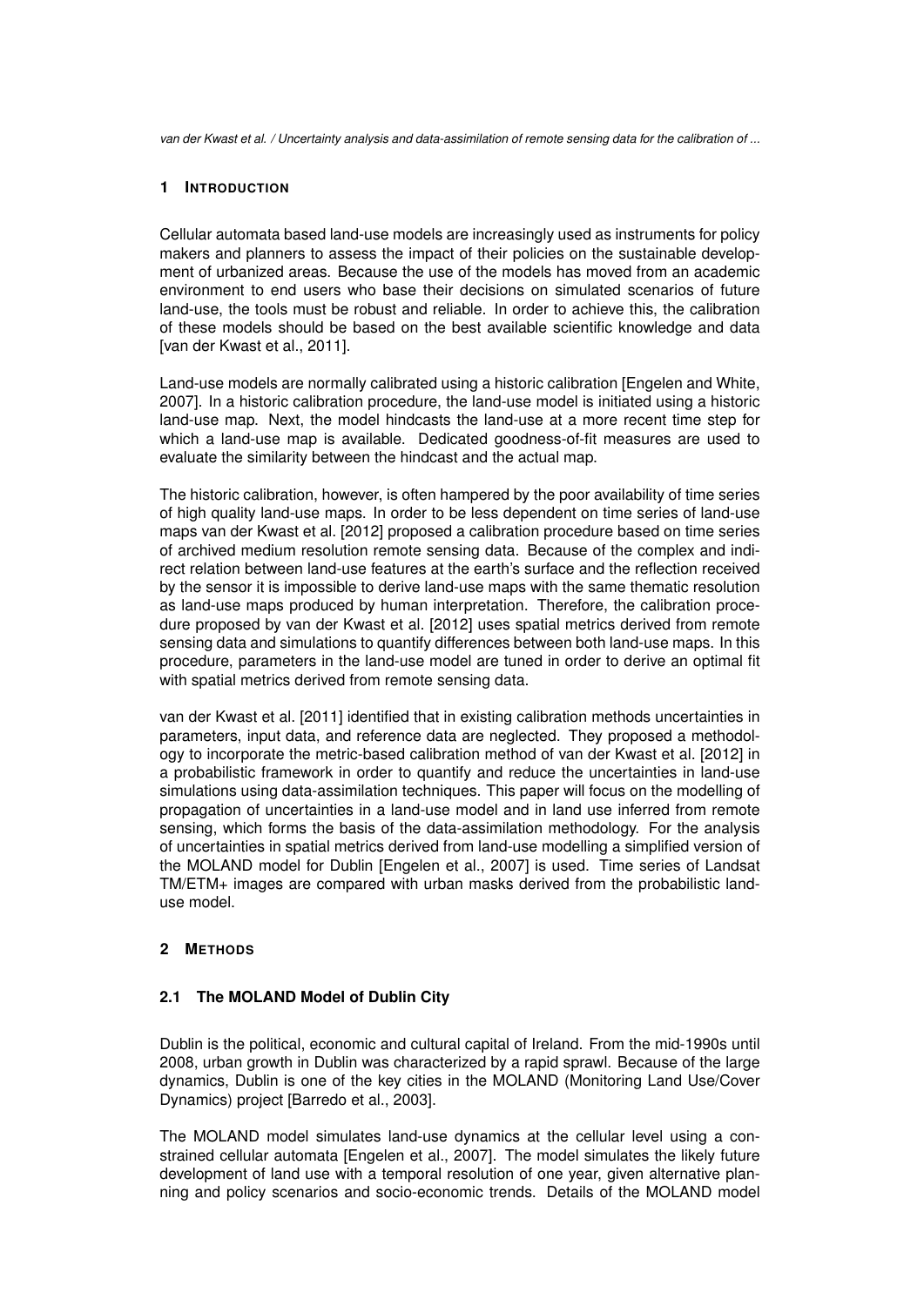## 1 INTRODUCTION

Cellular automata based land-use models are increasingly used as instruments for policy makers and planners to assess the impact of their policies on the sustainable development of urbanized areas. Because the use of the models has moved from an academic environment to end users who base their decisions on simulated scenarios of future land-use, the tools must be robust and reliable. In order to achieve this, the calibration of these models should be based on the best available scientific knowledge and data [van der Kwast et al., 2011].

Land-use models are normally calibrated using a historic calibration [Engelen and White, 2007]. In a historic calibration procedure, the land-use model is initiated using a historic land-use map. Next, the model hindcasts the land-use at a more recent time step for which a land-use map is available. Dedicated goodness-of-fit measures are used to evaluate the similarity between the hindcast and the actual map.

The historic calibration, however, is often hampered by the poor availability of time series of high quality land-use maps. In order to be less dependent on time series of land-use maps van der Kwast et al. [2012] proposed a calibration procedure based on time series of archived medium resolution remote sensing data. Because of the complex and indirect relation between land-use features at the earth's surface and the reflection received by the sensor it is impossible to derive land-use maps with the same thematic resolution as land-use maps produced by human interpretation. Therefore, the calibration procedure proposed by van der Kwast et al. [2012] uses spatial metrics derived from remote sensing data and simulations to quantify differences between both land-use maps. In this procedure, parameters in the land-use model are tuned in order to derive an optimal fit with spatial metrics derived from remote sensing data.

van der Kwast et al. [2011] identified that in existing calibration methods uncertainties in parameters, input data, and reference data are neglected. They proposed a methodology to incorporate the metric-based calibration method of van der Kwast et al. [2012] in a probabilistic framework in order to quantify and reduce the uncertainties in land-use simulations using data-assimilation techniques. This paper will focus on the modelling of propagation of uncertainties in a land-use model and in land use inferred from remote sensing, which forms the basis of the data-assimilation methodology. For the analysis of uncertainties in spatial metrics derived from land-use modelling a simplified version of the MOLAND model for Dublin [Engelen et al., 2007] is used. Time series of Landsat TM/ETM+ images are compared with urban masks derived from the probabilistic land-use model.

## 2 METHODS

### 2.1 The MOLAND Model of Dublin City

Dublin is the political, economic and cultural capital of Ireland. From the mid-1990s until 2008, urban growth in Dublin was characterized by a rapid sprawl. Because of the large dynamics, Dublin is one of the key cities in the MOLAND (Monitoring Land Use/Cover Dynamics) project [Barredo et al., 2003].

The MOLAND model simulates land-use dynamics at the cellular level using a constrained cellular automata [Engelen et al., 2007]. The model simulates the likely future development of land use with a temporal resolution of one year, given alternative planning and policy scenarios and socio-economic trends. Details of the MOLAND model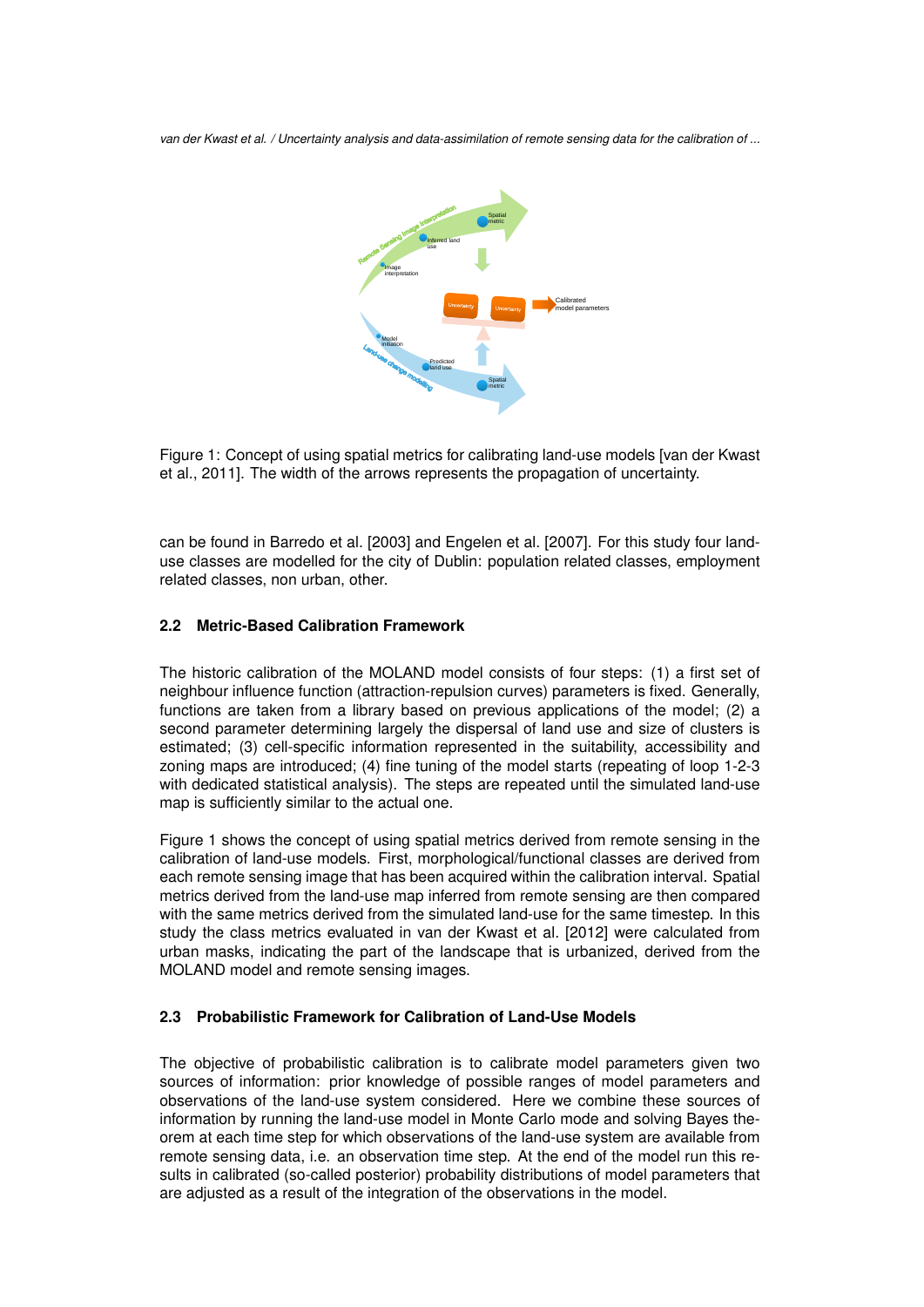Figure 1: Concept of using spatial metrics for calibrating land-use models [van der Kwast et al., 2011]. The width of the arrows represents the propagation of uncertainty.

can be found in Barredo et al. [2003] and Engelen et al. [2007]. For this study four land-use classes are modelled for the city of Dublin: population related classes, employment related classes, non urban, other.

### 2.2 Metric-Based Calibration Framework

The historic calibration of the MOLAND model consists of four steps: (1) a first set of neighbour influence function (attraction-repulsion curves) parameters is fixed. Generally, functions are taken from a library based on previous applications of the model; (2) a second parameter determining largely the dispersal of land use and size of clusters is estimated; (3) cell-specific information represented in the suitability, accessibility and zoning maps are introduced; (4) fine tuning of the model starts (repeating of loop 1-2-3 with dedicated statistical analysis). The steps are repeated until the simulated land-use map is sufficiently similar to the actual one.

Figure 1 shows the concept of using spatial metrics derived from remote sensing in the calibration of land-use models. First, morphological/functional classes are derived from each remote sensing image that has been acquired within the calibration interval. Spatial metrics derived from the land-use map inferred from remote sensing are then compared with the same metrics derived from the simulated land-use for the same timestep. In this study the class metrics evaluated in van der Kwast et al. [2012] were calculated from urban masks, indicating the part of the landscape that is urbanized, derived from the MOLAND model and remote sensing images.

### 2.3 Probabilistic Framework for Calibration of Land-Use Models

The objective of probabilistic calibration is to calibrate model parameters given two sources of information: prior knowledge of possible ranges of model parameters and observations of the land-use system considered. Here we combine these sources of information by running the land-use model in Monte Carlo mode and solving Bayes theorem at each time step for which observations of the land-use system are available from remote sensing data, i.e. an observation time step. At the end of the model run this results in calibrated (so-called posterior) probability distributions of model parameters that are adjusted as a result of the integration of the observations in the model.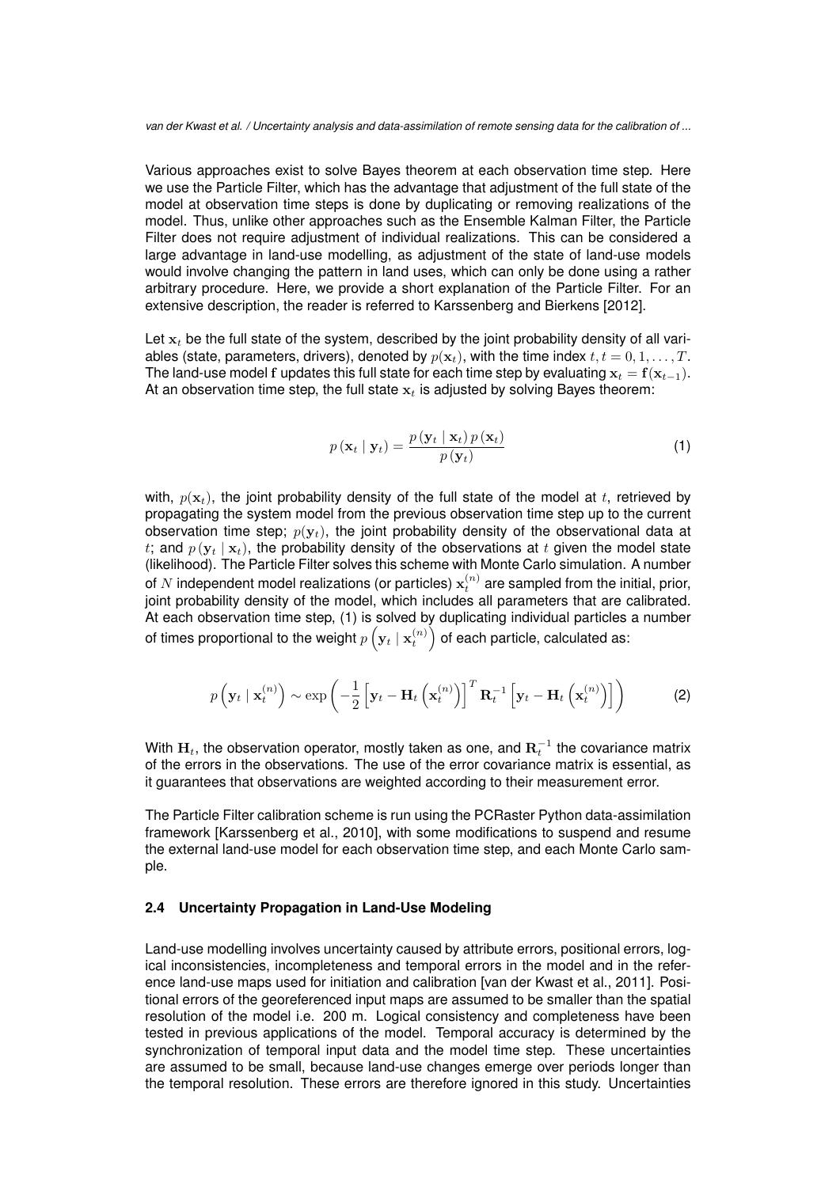Various approaches exist to solve Bayes theorem at each observation time step. Here we use the Particle Filter, which has the advantage that adjustment of the full state of the model at observation time steps is done by duplicating or removing realizations of the model. Thus, unlike other approaches such as the Ensemble Kalman Filter, the Particle Filter does not require adjustment of individual realizations. This can be considered a large advantage in land-use modelling, as adjustment of the state of land-use models would involve changing the pattern in land uses, which can only be done using a rather arbitrary procedure. Here, we provide a short explanation of the Particle Filter. For an extensive description, the reader is referred to Karssenberg and Bierkens [2012].

Let $\mathbf{x}_t$ be the full state of the system, described by the joint probability density of all variables (state, parameters, drivers), denoted by $p(\mathbf{x}_t)$, with the time index $t, t = 0, 1, \ldots, T$. The land-use model $\mathbf{f}$ updates this full state for each time step by evaluating $\mathbf{x}_t = \mathbf{f}(\mathbf{x}_{t-1})$. At an observation time step, the full state $\mathbf{x}_t$ is adjusted by solving Bayes theorem:

$$p(\mathbf{x}_t \mid \mathbf{y}_t) = \frac{p(\mathbf{y}_t \mid \mathbf{x}_t)\, p(\mathbf{x}_t)}{p(\mathbf{y}_t)} \tag{1}$$

with, $p(\mathbf{x}_t)$, the joint probability density of the full state of the model at $t$, retrieved by propagating the system model from the previous observation time step up to the current observation time step; $p(\mathbf{y}_t)$, the joint probability density of the observational data at $t$; and $p(\mathbf{y}_t \mid \mathbf{x}_t)$, the probability density of the observations at $t$ given the model state (likelihood). The Particle Filter solves this scheme with Monte Carlo simulation. A number of $N$ independent model realizations (or particles) $\mathbf{x}_t^{(n)}$ are sampled from the initial, prior, joint probability density of the model, which includes all parameters that are calibrated. At each observation time step, (1) is solved by duplicating individual particles a number of times proportional to the weight $p\left(\mathbf{y}_t \mid \mathbf{x}_t^{(n)}\right)$ of each particle, calculated as:

$$p\left(\mathbf{y}_t \mid \mathbf{x}_t^{(n)}\right) \sim \exp\left(-\frac{1}{2}\left[\mathbf{y}_t - \mathbf{H}_t\left(\mathbf{x}_t^{(n)}\right)\right]^T \mathbf{R}_t^{-1}\left[\mathbf{y}_t - \mathbf{H}_t\left(\mathbf{x}_t^{(n)}\right)\right]\right) \tag{2}$$

With $\mathbf{H}_t$, the observation operator, mostly taken as one, and $\mathbf{R}_t^{-1}$ the covariance matrix of the errors in the observations. The use of the error covariance matrix is essential, as it guarantees that observations are weighted according to their measurement error.

The Particle Filter calibration scheme is run using the PCRaster Python data-assimilation framework [Karssenberg et al., 2010], with some modifications to suspend and resume the external land-use model for each observation time step, and each Monte Carlo sample.

### 2.4 Uncertainty Propagation in Land-Use Modeling

Land-use modelling involves uncertainty caused by attribute errors, positional errors, logical inconsistencies, incompleteness and temporal errors in the model and in the reference land-use maps used for initiation and calibration [van der Kwast et al., 2011]. Positional errors of the georeferenced input maps are assumed to be smaller than the spatial resolution of the model i.e. 200 m. Logical consistency and completeness have been tested in previous applications of the model. Temporal accuracy is determined by the synchronization of temporal input data and the model time step. These uncertainties are assumed to be small, because land-use changes emerge over periods longer than the temporal resolution. These errors are therefore ignored in this study. Uncertainties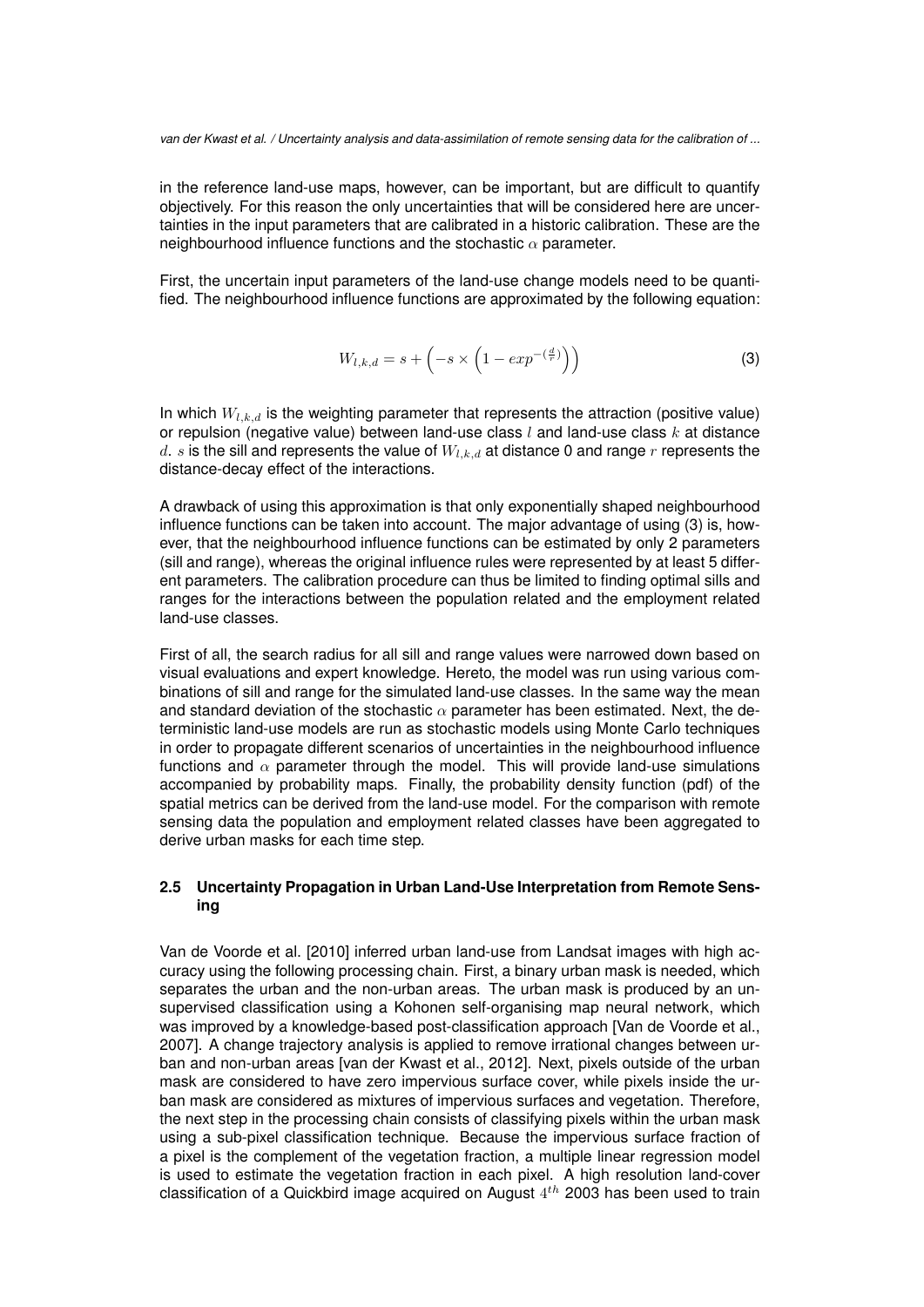in the reference land-use maps, however, can be important, but are difficult to quantify objectively. For this reason the only uncertainties that will be considered here are uncertainties in the input parameters that are calibrated in a historic calibration. These are the neighbourhood influence functions and the stochastic $\alpha$ parameter.

First, the uncertain input parameters of the land-use change models need to be quantified. The neighbourhood influence functions are approximated by the following equation:

$$W_{l,k,d} = s + \left( -s \times \left( 1 - exp^{-\left(\frac{d}{r}\right)} \right) \right) \tag{3}$$

In which $W_{l,k,d}$ is the weighting parameter that represents the attraction (positive value) or repulsion (negative value) between land-use class $l$ and land-use class $k$ at distance $d$. $s$ is the sill and represents the value of $W_{l,k,d}$ at distance 0 and range $r$ represents the distance-decay effect of the interactions.

A drawback of using this approximation is that only exponentially shaped neighbourhood influence functions can be taken into account. The major advantage of using (3) is, however, that the neighbourhood influence functions can be estimated by only 2 parameters (sill and range), whereas the original influence rules were represented by at least 5 different parameters. The calibration procedure can thus be limited to finding optimal sills and ranges for the interactions between the population related and the employment related land-use classes.

First of all, the search radius for all sill and range values were narrowed down based on visual evaluations and expert knowledge. Hereto, the model was run using various combinations of sill and range for the simulated land-use classes. In the same way the mean and standard deviation of the stochastic $\alpha$ parameter has been estimated. Next, the deterministic land-use models are run as stochastic models using Monte Carlo techniques in order to propagate different scenarios of uncertainties in the neighbourhood influence functions and $\alpha$ parameter through the model. This will provide land-use simulations accompanied by probability maps. Finally, the probability density function (pdf) of the spatial metrics can be derived from the land-use model. For the comparison with remote sensing data the population and employment related classes have been aggregated to derive urban masks for each time step.

### 2.5 Uncertainty Propagation in Urban Land-Use Interpretation from Remote Sensing

Van de Voorde et al. [2010] inferred urban land-use from Landsat images with high accuracy using the following processing chain. First, a binary urban mask is needed, which separates the urban and the non-urban areas. The urban mask is produced by an unsupervised classification using a Kohonen self-organising map neural network, which was improved by a knowledge-based post-classification approach [Van de Voorde et al., 2007]. A change trajectory analysis is applied to remove irrational changes between urban and non-urban areas [van der Kwast et al., 2012]. Next, pixels outside of the urban mask are considered to have zero impervious surface cover, while pixels inside the urban mask are considered as mixtures of impervious surfaces and vegetation. Therefore, the next step in the processing chain consists of classifying pixels within the urban mask using a sub-pixel classification technique. Because the impervious surface fraction of a pixel is the complement of the vegetation fraction, a multiple linear regression model is used to estimate the vegetation fraction in each pixel. A high resolution land-cover classification of a Quickbird image acquired on August $4^{th}$ 2003 has been used to train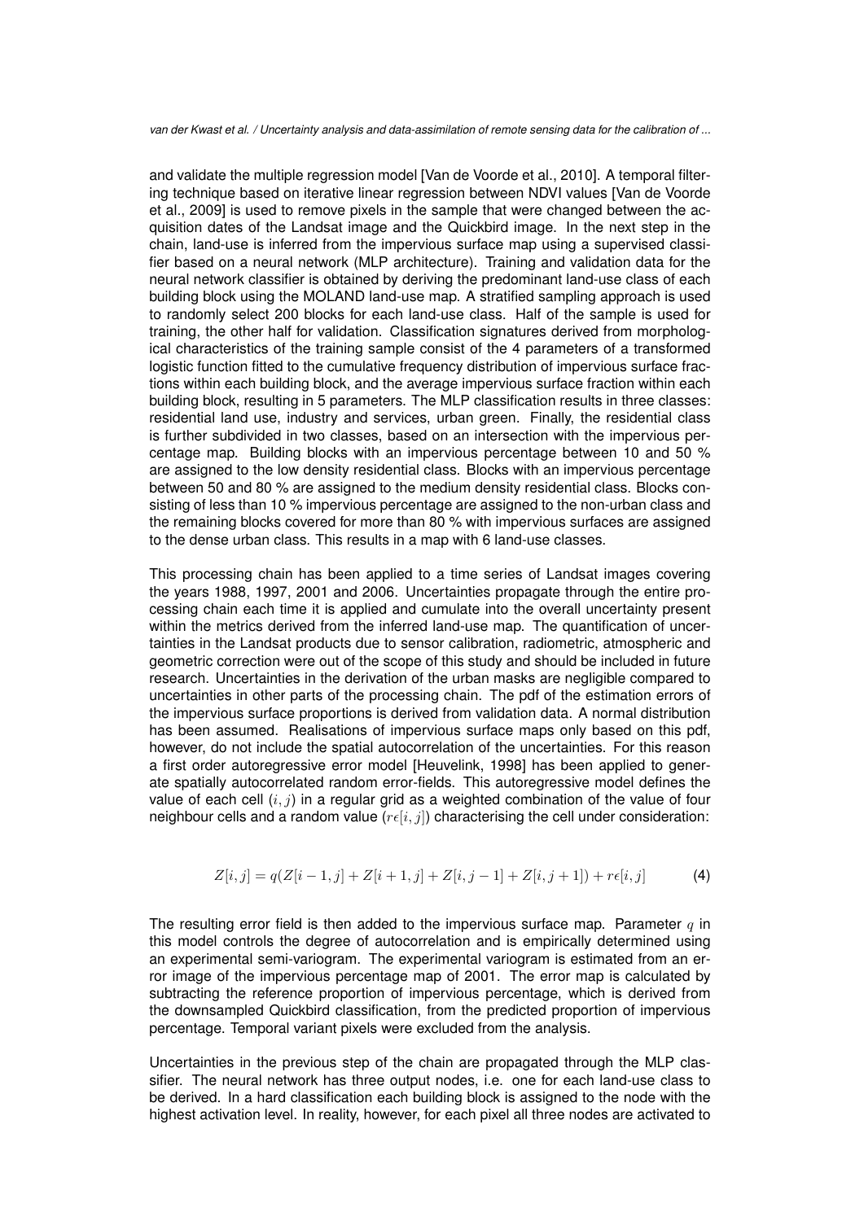and validate the multiple regression model [Van de Voorde et al., 2010]. A temporal filtering technique based on iterative linear regression between NDVI values [Van de Voorde et al., 2009] is used to remove pixels in the sample that were changed between the acquisition dates of the Landsat image and the Quickbird image. In the next step in the chain, land-use is inferred from the impervious surface map using a supervised classifier based on a neural network (MLP architecture). Training and validation data for the neural network classifier is obtained by deriving the predominant land-use class of each building block using the MOLAND land-use map. A stratified sampling approach is used to randomly select 200 blocks for each land-use class. Half of the sample is used for training, the other half for validation. Classification signatures derived from morphological characteristics of the training sample consist of the 4 parameters of a transformed logistic function fitted to the cumulative frequency distribution of impervious surface fractions within each building block, and the average impervious surface fraction within each building block, resulting in 5 parameters. The MLP classification results in three classes: residential land use, industry and services, urban green. Finally, the residential class is further subdivided in two classes, based on an intersection with the impervious percentage map. Building blocks with an impervious percentage between 10 and 50 % are assigned to the low density residential class. Blocks with an impervious percentage between 50 and 80 % are assigned to the medium density residential class. Blocks consisting of less than 10 % impervious percentage are assigned to the non-urban class and the remaining blocks covered for more than 80 % with impervious surfaces are assigned to the dense urban class. This results in a map with 6 land-use classes.

This processing chain has been applied to a time series of Landsat images covering the years 1988, 1997, 2001 and 2006. Uncertainties propagate through the entire processing chain each time it is applied and cumulate into the overall uncertainty present within the metrics derived from the inferred land-use map. The quantification of uncertainties in the Landsat products due to sensor calibration, radiometric, atmospheric and geometric correction were out of the scope of this study and should be included in future research. Uncertainties in the derivation of the urban masks are negligible compared to uncertainties in other parts of the processing chain. The pdf of the estimation errors of the impervious surface proportions is derived from validation data. A normal distribution has been assumed. Realisations of impervious surface maps only based on this pdf, however, do not include the spatial autocorrelation of the uncertainties. For this reason a first order autoregressive error model [Heuvelink, 1998] has been applied to generate spatially autocorrelated random error-fields. This autoregressive model defines the value of each cell $(i, j)$ in a regular grid as a weighted combination of the value of four neighbour cells and a random value ($r\epsilon[i, j]$) characterising the cell under consideration:

$$Z[i, j] = q(Z[i-1, j] + Z[i+1, j] + Z[i, j-1] + Z[i, j+1]) + r\epsilon[i, j] \tag{4}$$

The resulting error field is then added to the impervious surface map. Parameter $q$ in this model controls the degree of autocorrelation and is empirically determined using an experimental semi-variogram. The experimental variogram is estimated from an error image of the impervious percentage map of 2001. The error map is calculated by subtracting the reference proportion of impervious percentage, which is derived from the downsampled Quickbird classification, from the predicted proportion of impervious percentage. Temporal variant pixels were excluded from the analysis.

Uncertainties in the previous step of the chain are propagated through the MLP classifier. The neural network has three output nodes, i.e. one for each land-use class to be derived. In a hard classification each building block is assigned to the node with the highest activation level. In reality, however, for each pixel all three nodes are activated to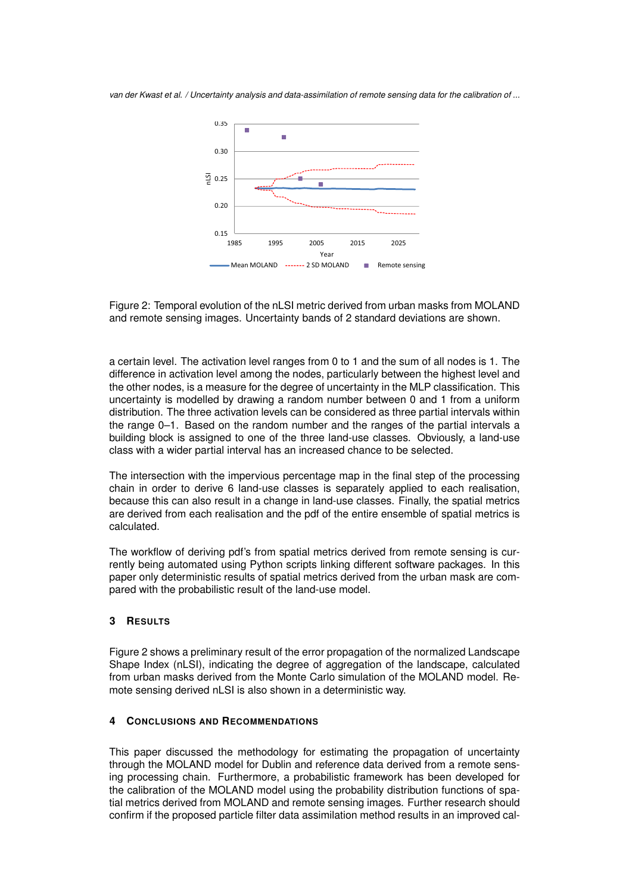Figure 2: Temporal evolution of the nLSI metric derived from urban masks from MOLAND and remote sensing images. Uncertainty bands of 2 standard deviations are shown.

a certain level. The activation level ranges from 0 to 1 and the sum of all nodes is 1. The difference in activation level among the nodes, particularly between the highest level and the other nodes, is a measure for the degree of uncertainty in the MLP classification. This uncertainty is modelled by drawing a random number between 0 and 1 from a uniform distribution. The three activation levels can be considered as three partial intervals within the range 0–1. Based on the random number and the ranges of the partial intervals a building block is assigned to one of the three land-use classes. Obviously, a land-use class with a wider partial interval has an increased chance to be selected.

The intersection with the impervious percentage map in the final step of the processing chain in order to derive 6 land-use classes is separately applied to each realisation, because this can also result in a change in land-use classes. Finally, the spatial metrics are derived from each realisation and the pdf of the entire ensemble of spatial metrics is calculated.

The workflow of deriving pdf's from spatial metrics derived from remote sensing is currently being automated using Python scripts linking different software packages. In this paper only deterministic results of spatial metrics derived from the urban mask are compared with the probabilistic result of the land-use model.

## 3 Results

Figure 2 shows a preliminary result of the error propagation of the normalized Landscape Shape Index (nLSI), indicating the degree of aggregation of the landscape, calculated from urban masks derived from the Monte Carlo simulation of the MOLAND model. Remote sensing derived nLSI is also shown in a deterministic way.

## 4 Conclusions and Recommendations

This paper discussed the methodology for estimating the propagation of uncertainty through the MOLAND model for Dublin and reference data derived from a remote sensing processing chain. Furthermore, a probabilistic framework has been developed for the calibration of the MOLAND model using the probability distribution functions of spatial metrics derived from MOLAND and remote sensing images. Further research should confirm if the proposed particle filter data assimilation method results in an improved cal-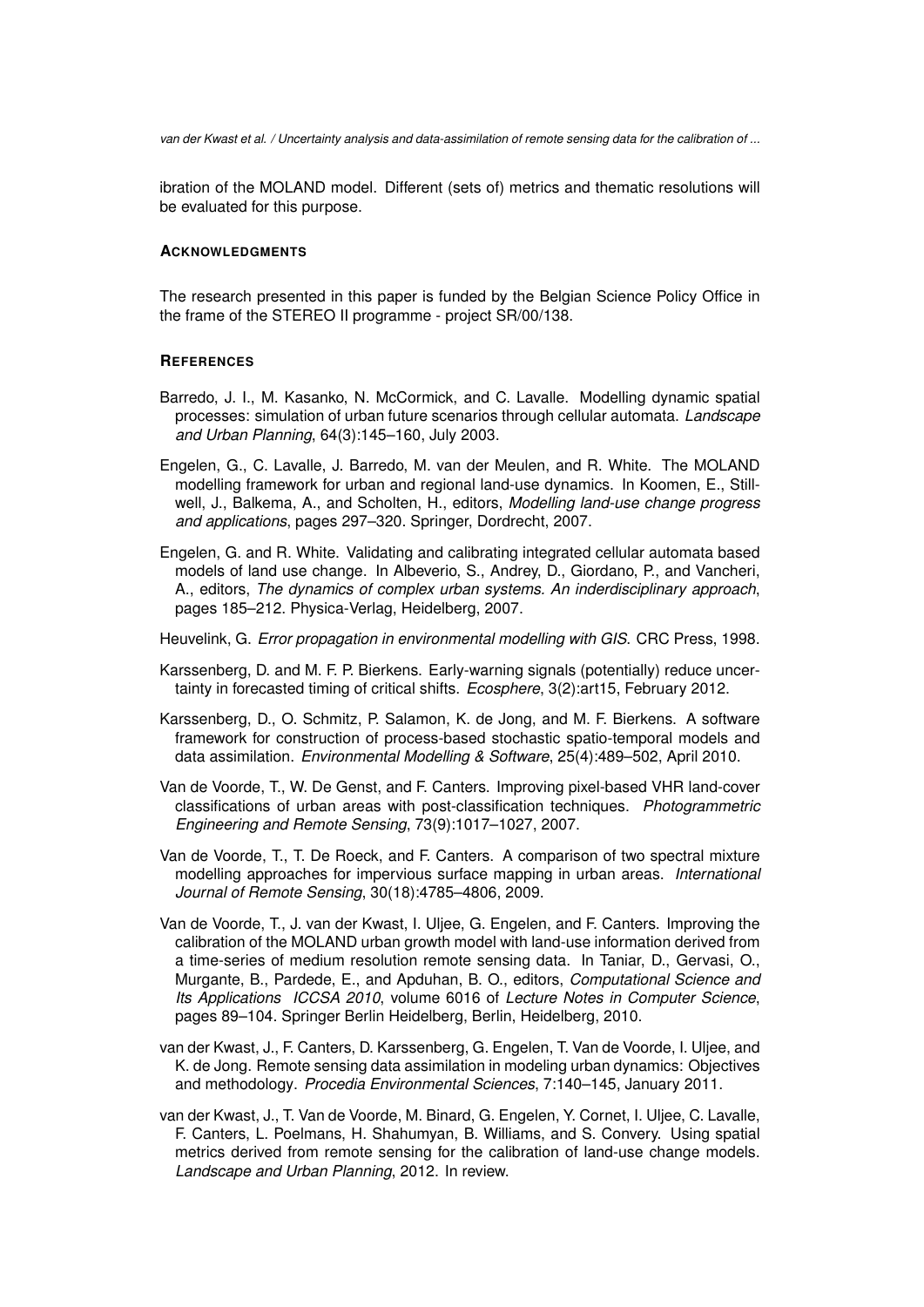ibration of the MOLAND model. Different (sets of) metrics and thematic resolutions will be evaluated for this purpose.

## ACKNOWLEDGMENTS

The research presented in this paper is funded by the Belgian Science Policy Office in the frame of the STEREO II programme - project SR/00/138.

## REFERENCES

Barredo, J. I., M. Kasanko, N. McCormick, and C. Lavalle. Modelling dynamic spatial processes: simulation of urban future scenarios through cellular automata. *Landscape and Urban Planning*, 64(3):145–160, July 2003.

Engelen, G., C. Lavalle, J. Barredo, M. van der Meulen, and R. White. The MOLAND modelling framework for urban and regional land-use dynamics. In Koomen, E., Stillwell, J., Balkema, A., and Scholten, H., editors, *Modelling land-use change progress and applications*, pages 297–320. Springer, Dordrecht, 2007.

Engelen, G. and R. White. Validating and calibrating integrated cellular automata based models of land use change. In Albeverio, S., Andrey, D., Giordano, P., and Vancheri, A., editors, *The dynamics of complex urban systems. An inderdisciplinary approach*, pages 185–212. Physica-Verlag, Heidelberg, 2007.

Heuvelink, G. *Error propagation in environmental modelling with GIS*. CRC Press, 1998.

Karssenberg, D. and M. F. P. Bierkens. Early-warning signals (potentially) reduce uncertainty in forecasted timing of critical shifts. *Ecosphere*, 3(2):art15, February 2012.

Karssenberg, D., O. Schmitz, P. Salamon, K. de Jong, and M. F. Bierkens. A software framework for construction of process-based stochastic spatio-temporal models and data assimilation. *Environmental Modelling & Software*, 25(4):489–502, April 2010.

Van de Voorde, T., W. De Genst, and F. Canters. Improving pixel-based VHR land-cover classifications of urban areas with post-classification techniques. *Photogrammetric Engineering and Remote Sensing*, 73(9):1017–1027, 2007.

Van de Voorde, T., T. De Roeck, and F. Canters. A comparison of two spectral mixture modelling approaches for impervious surface mapping in urban areas. *International Journal of Remote Sensing*, 30(18):4785–4806, 2009.

Van de Voorde, T., J. van der Kwast, I. Uljee, G. Engelen, and F. Canters. Improving the calibration of the MOLAND urban growth model with land-use information derived from a time-series of medium resolution remote sensing data. In Taniar, D., Gervasi, O., Murgante, B., Pardede, E., and Apduhan, B. O., editors, *Computational Science and Its Applications ICCSA 2010*, volume 6016 of *Lecture Notes in Computer Science*, pages 89–104. Springer Berlin Heidelberg, Berlin, Heidelberg, 2010.

van der Kwast, J., F. Canters, D. Karssenberg, G. Engelen, T. Van de Voorde, I. Uljee, and K. de Jong. Remote sensing data assimilation in modeling urban dynamics: Objectives and methodology. *Procedia Environmental Sciences*, 7:140–145, January 2011.

van der Kwast, J., T. Van de Voorde, M. Binard, G. Engelen, Y. Cornet, I. Uljee, C. Lavalle, F. Canters, L. Poelmans, H. Shahumyan, B. Williams, and S. Convery. Using spatial metrics derived from remote sensing for the calibration of land-use change models. *Landscape and Urban Planning*, 2012. In review.